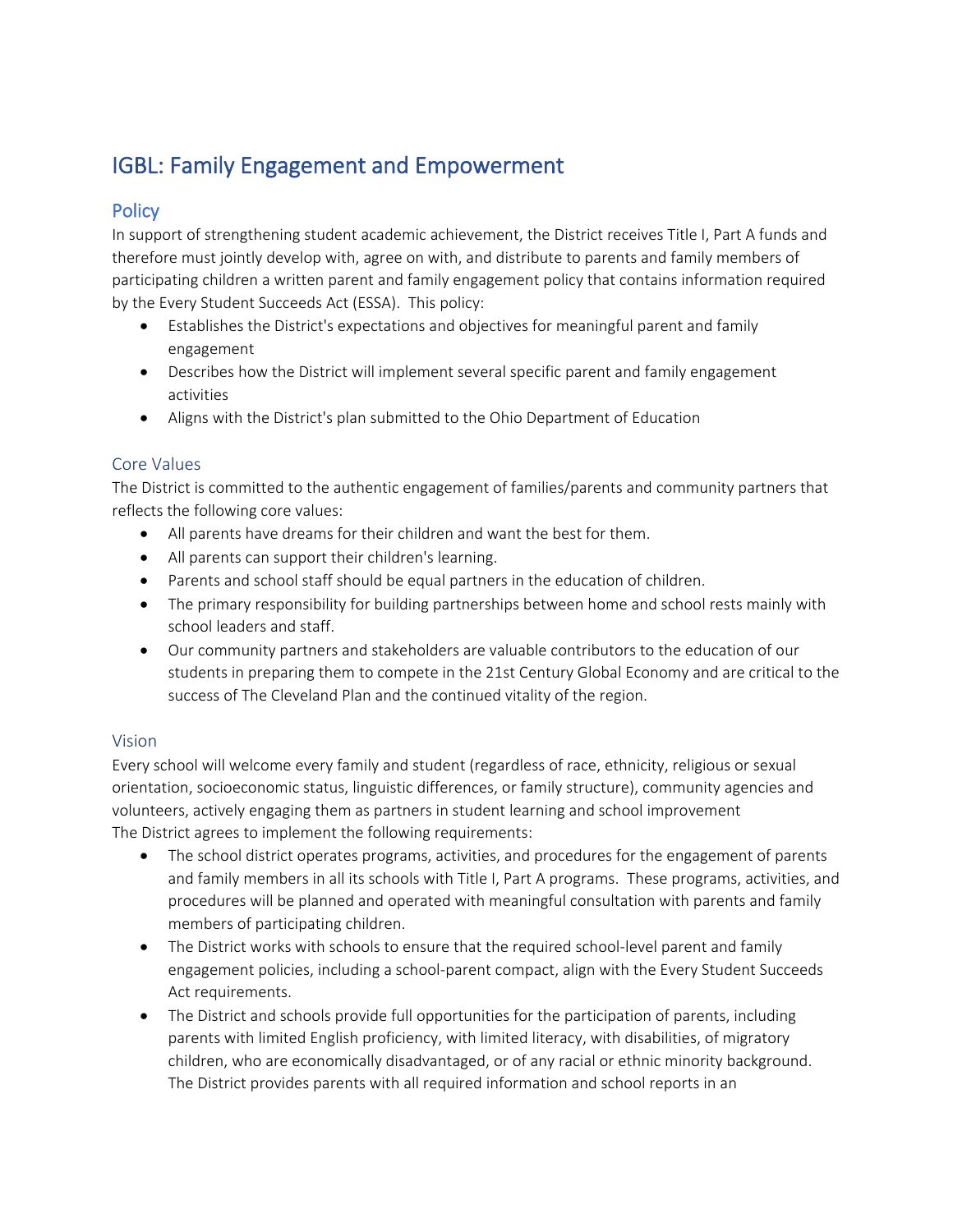# IGBL: Family Engagement and Empowerment

## Policy

In support of strengthening student academic achievement, the District receives Title I, Part A funds and therefore must jointly develop with, agree on with, and distribute to parents and family members of participating children a written parent and family engagement policy that contains information required by the Every Student Succeeds Act (ESSA). This policy:

- Establishes the District's expectations and objectives for meaningful parent and family engagement
- Describes how the District will implement several specific parent and family engagement activities
- Aligns with the District's plan submitted to the Ohio Department of Education

### Core Values

The District is committed to the authentic engagement of families/parents and community partners that reflects the following core values:

- All parents have dreams for their children and want the best for them.
- All parents can support their children's learning.
- Parents and school staff should be equal partners in the education of children.
- The primary responsibility for building partnerships between home and school rests mainly with school leaders and staff.
- Our community partners and stakeholders are valuable contributors to the education of our students in preparing them to compete in the 21st Century Global Economy and are critical to the success of The Cleveland Plan and the continued vitality of the region.

### Vision

Every school will welcome every family and student (regardless of race, ethnicity, religious or sexual orientation, socioeconomic status, linguistic differences, or family structure), community agencies and volunteers, actively engaging them as partners in student learning and school improvement

The District agrees to implement the following requirements:

- The school district operates programs, activities, and procedures for the engagement of parents and family members in all its schools with Title I, Part A programs. These programs, activities, and procedures will be planned and operated with meaningful consultation with parents and family members of participating children.
- The District works with schools to ensure that the required school-level parent and family engagement policies, including a school-parent compact, align with the Every Student Succeeds Act requirements.
- The District and schools provide full opportunities for the participation of parents, including parents with limited English proficiency, with limited literacy, with disabilities, of migratory children, who are economically disadvantaged, or of any racial or ethnic minority background. The District provides parents with all required information and school reports in an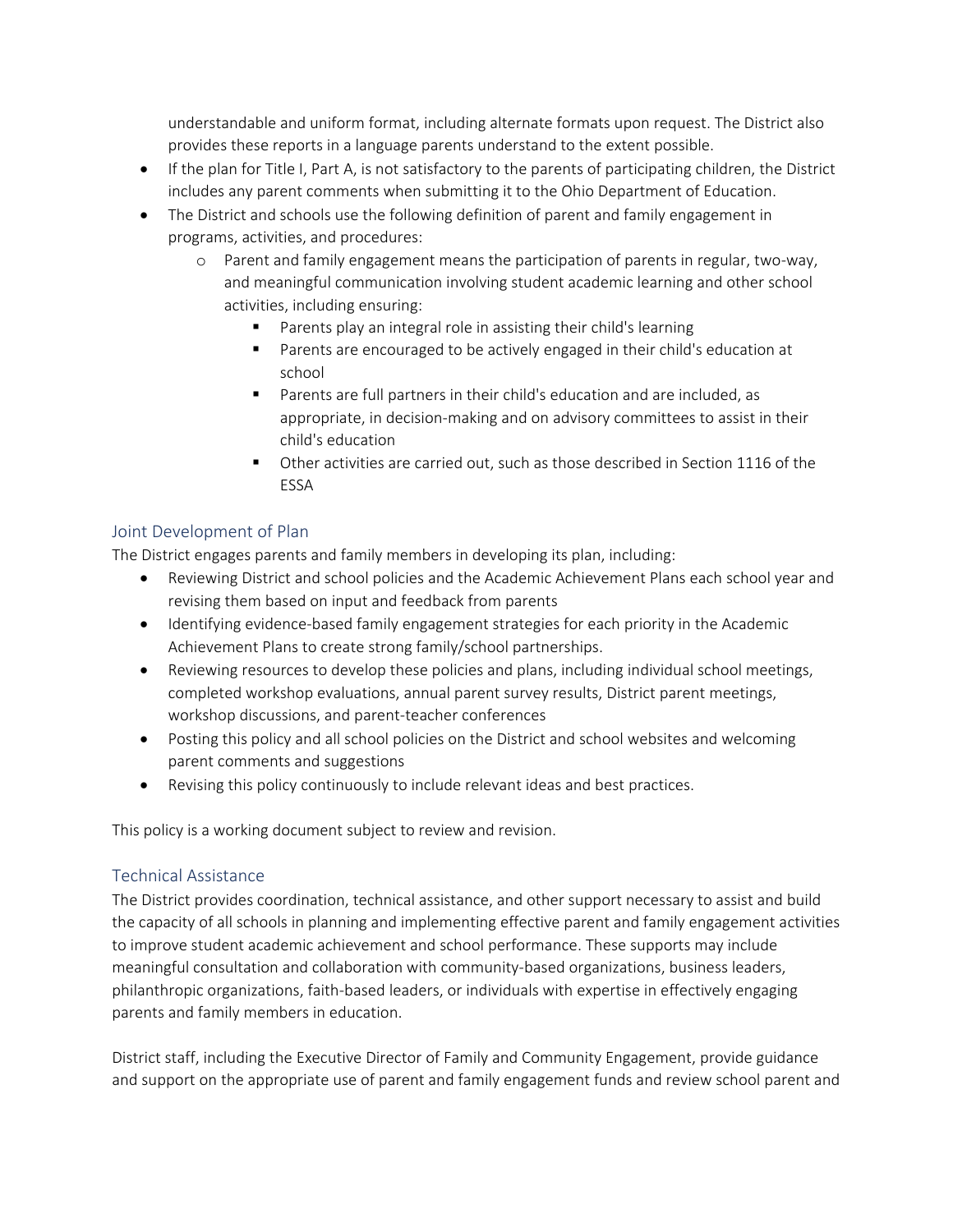understandable and uniform format, including alternate formats upon request. The District also provides these reports in a language parents understand to the extent possible.

- If the plan for Title I, Part A, is not satisfactory to the parents of participating children, the District includes any parent comments when submitting it to the Ohio Department of Education.
- The District and schools use the following definition of parent and family engagement in programs, activities, and procedures:
  - Parent and family engagement means the participation of parents in regular, two-way, and meaningful communication involving student academic learning and other school activities, including ensuring:
    - Parents play an integral role in assisting their child's learning
    - Parents are encouraged to be actively engaged in their child's education at school
    - Parents are full partners in their child's education and are included, as appropriate, in decision-making and on advisory committees to assist in their child's education
    - Other activities are carried out, such as those described in Section 1116 of the ESSA

## Joint Development of Plan

The District engages parents and family members in developing its plan, including:

- Reviewing District and school policies and the Academic Achievement Plans each school year and revising them based on input and feedback from parents
- Identifying evidence-based family engagement strategies for each priority in the Academic Achievement Plans to create strong family/school partnerships.
- Reviewing resources to develop these policies and plans, including individual school meetings, completed workshop evaluations, annual parent survey results, District parent meetings, workshop discussions, and parent-teacher conferences
- Posting this policy and all school policies on the District and school websites and welcoming parent comments and suggestions
- Revising this policy continuously to include relevant ideas and best practices.

This policy is a working document subject to review and revision.

## Technical Assistance

The District provides coordination, technical assistance, and other support necessary to assist and build the capacity of all schools in planning and implementing effective parent and family engagement activities to improve student academic achievement and school performance. These supports may include meaningful consultation and collaboration with community-based organizations, business leaders, philanthropic organizations, faith-based leaders, or individuals with expertise in effectively engaging parents and family members in education.

District staff, including the Executive Director of Family and Community Engagement, provide guidance and support on the appropriate use of parent and family engagement funds and review school parent and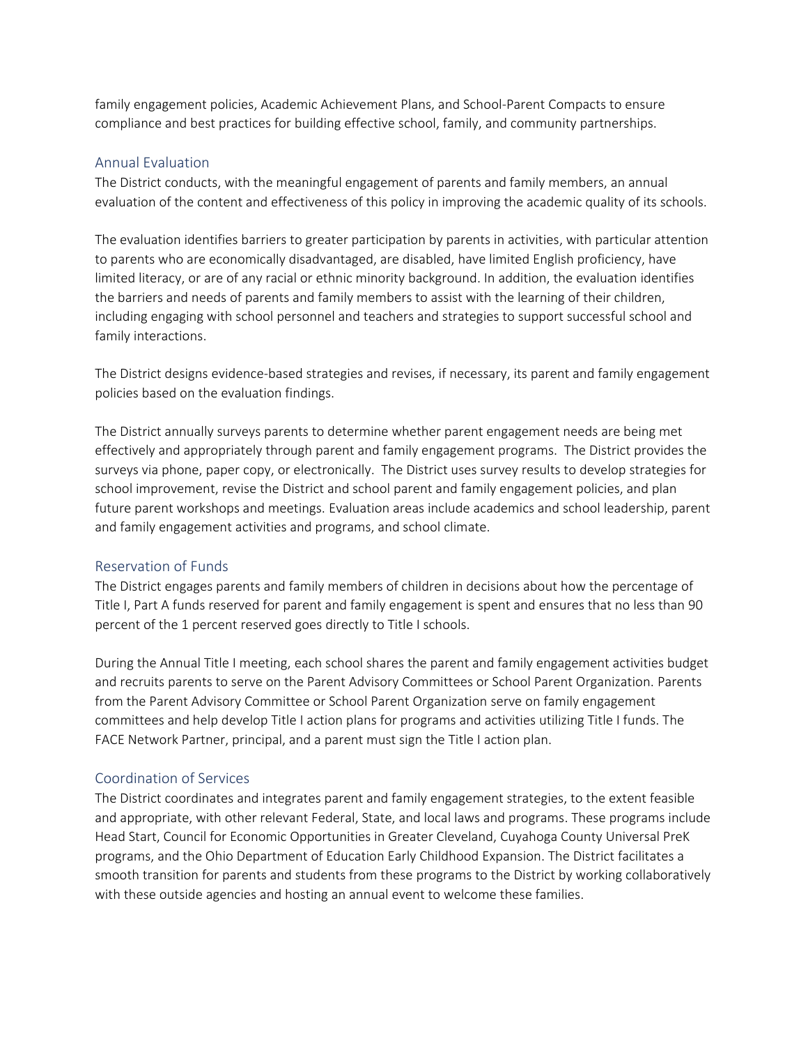family engagement policies, Academic Achievement Plans, and School-Parent Compacts to ensure compliance and best practices for building effective school, family, and community partnerships.

## Annual Evaluation

The District conducts, with the meaningful engagement of parents and family members, an annual evaluation of the content and effectiveness of this policy in improving the academic quality of its schools.

The evaluation identifies barriers to greater participation by parents in activities, with particular attention to parents who are economically disadvantaged, are disabled, have limited English proficiency, have limited literacy, or are of any racial or ethnic minority background. In addition, the evaluation identifies the barriers and needs of parents and family members to assist with the learning of their children, including engaging with school personnel and teachers and strategies to support successful school and family interactions.

The District designs evidence-based strategies and revises, if necessary, its parent and family engagement policies based on the evaluation findings.

The District annually surveys parents to determine whether parent engagement needs are being met effectively and appropriately through parent and family engagement programs. The District provides the surveys via phone, paper copy, or electronically. The District uses survey results to develop strategies for school improvement, revise the District and school parent and family engagement policies, and plan future parent workshops and meetings. Evaluation areas include academics and school leadership, parent and family engagement activities and programs, and school climate.

## Reservation of Funds

The District engages parents and family members of children in decisions about how the percentage of Title I, Part A funds reserved for parent and family engagement is spent and ensures that no less than 90 percent of the 1 percent reserved goes directly to Title I schools.

During the Annual Title I meeting, each school shares the parent and family engagement activities budget and recruits parents to serve on the Parent Advisory Committees or School Parent Organization. Parents from the Parent Advisory Committee or School Parent Organization serve on family engagement committees and help develop Title I action plans for programs and activities utilizing Title I funds. The FACE Network Partner, principal, and a parent must sign the Title I action plan.

## Coordination of Services

The District coordinates and integrates parent and family engagement strategies, to the extent feasible and appropriate, with other relevant Federal, State, and local laws and programs. These programs include Head Start, Council for Economic Opportunities in Greater Cleveland, Cuyahoga County Universal PreK programs, and the Ohio Department of Education Early Childhood Expansion. The District facilitates a smooth transition for parents and students from these programs to the District by working collaboratively with these outside agencies and hosting an annual event to welcome these families.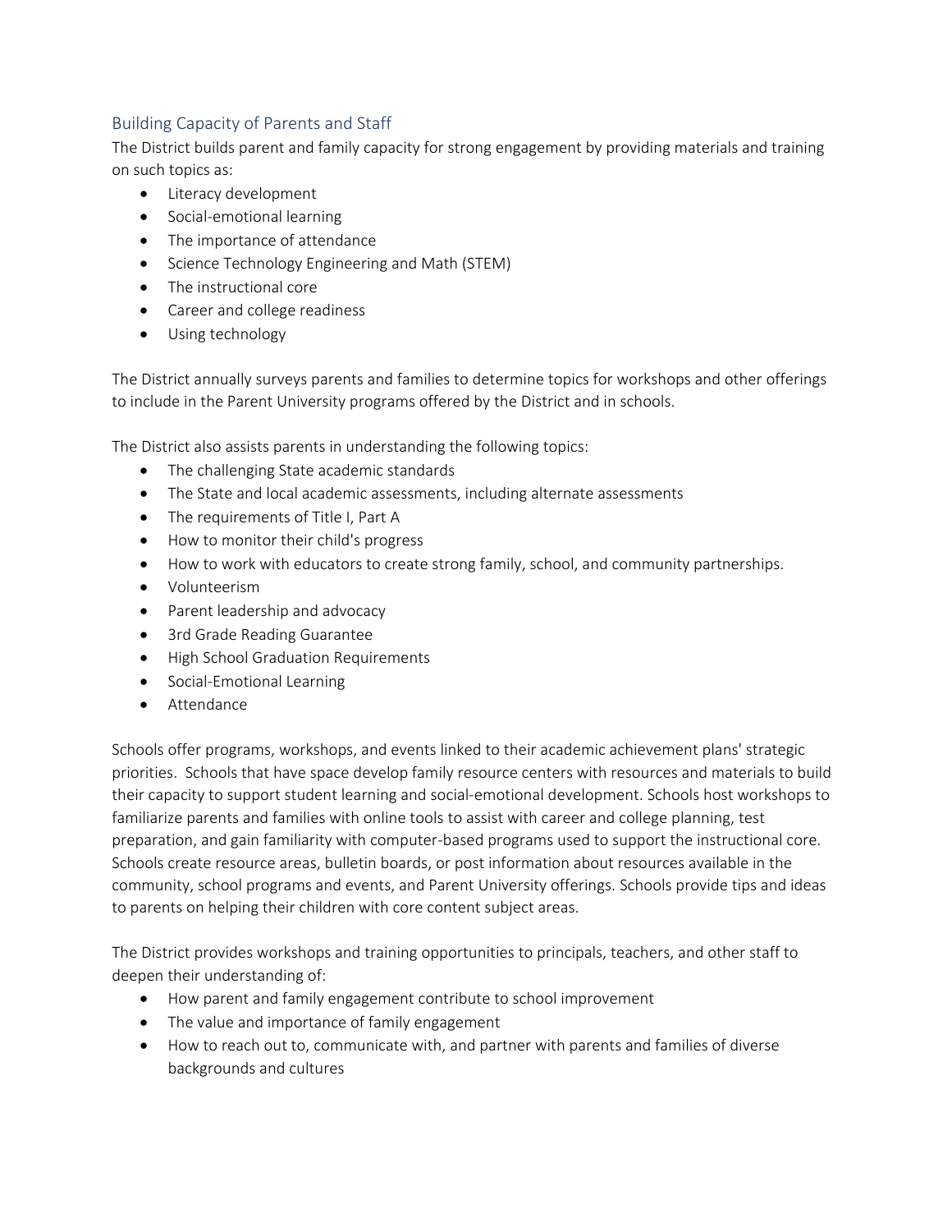## Building Capacity of Parents and Staff

The District builds parent and family capacity for strong engagement by providing materials and training on such topics as:

- Literacy development
- Social-emotional learning
- The importance of attendance
- Science Technology Engineering and Math (STEM)
- The instructional core
- Career and college readiness
- Using technology

The District annually surveys parents and families to determine topics for workshops and other offerings to include in the Parent University programs offered by the District and in schools.

The District also assists parents in understanding the following topics:

- The challenging State academic standards
- The State and local academic assessments, including alternate assessments
- The requirements of Title I, Part A
- How to monitor their child's progress
- How to work with educators to create strong family, school, and community partnerships.
- Volunteerism
- Parent leadership and advocacy
- 3rd Grade Reading Guarantee
- High School Graduation Requirements
- Social-Emotional Learning
- Attendance

Schools offer programs, workshops, and events linked to their academic achievement plans' strategic priorities. Schools that have space develop family resource centers with resources and materials to build their capacity to support student learning and social-emotional development. Schools host workshops to familiarize parents and families with online tools to assist with career and college planning, test preparation, and gain familiarity with computer-based programs used to support the instructional core. Schools create resource areas, bulletin boards, or post information about resources available in the community, school programs and events, and Parent University offerings. Schools provide tips and ideas to parents on helping their children with core content subject areas.

The District provides workshops and training opportunities to principals, teachers, and other staff to deepen their understanding of:

- How parent and family engagement contribute to school improvement
- The value and importance of family engagement
- How to reach out to, communicate with, and partner with parents and families of diverse backgrounds and cultures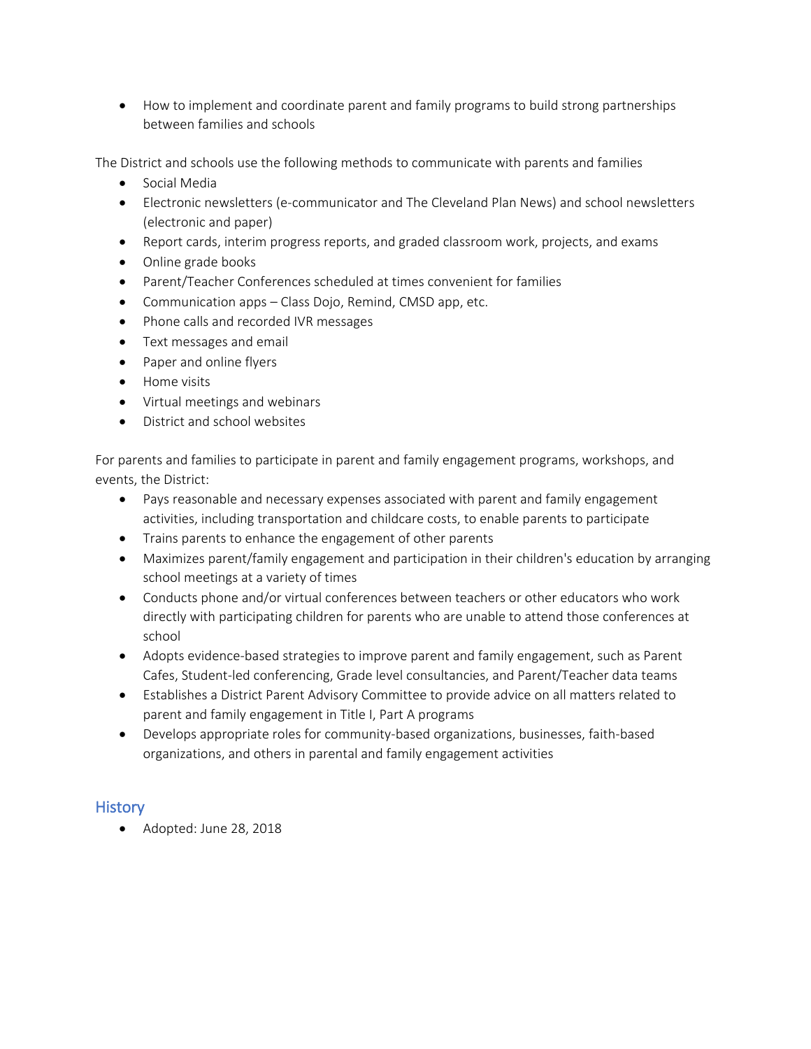- How to implement and coordinate parent and family programs to build strong partnerships between families and schools

The District and schools use the following methods to communicate with parents and families

- Social Media
- Electronic newsletters (e-communicator and The Cleveland Plan News) and school newsletters (electronic and paper)
- Report cards, interim progress reports, and graded classroom work, projects, and exams
- Online grade books
- Parent/Teacher Conferences scheduled at times convenient for families
- Communication apps – Class Dojo, Remind, CMSD app, etc.
- Phone calls and recorded IVR messages
- Text messages and email
- Paper and online flyers
- Home visits
- Virtual meetings and webinars
- District and school websites

For parents and families to participate in parent and family engagement programs, workshops, and events, the District:

- Pays reasonable and necessary expenses associated with parent and family engagement activities, including transportation and childcare costs, to enable parents to participate
- Trains parents to enhance the engagement of other parents
- Maximizes parent/family engagement and participation in their children's education by arranging school meetings at a variety of times
- Conducts phone and/or virtual conferences between teachers or other educators who work directly with participating children for parents who are unable to attend those conferences at school
- Adopts evidence-based strategies to improve parent and family engagement, such as Parent Cafes, Student-led conferencing, Grade level consultancies, and Parent/Teacher data teams
- Establishes a District Parent Advisory Committee to provide advice on all matters related to parent and family engagement in Title I, Part A programs
- Develops appropriate roles for community-based organizations, businesses, faith-based organizations, and others in parental and family engagement activities

## History

- Adopted: June 28, 2018